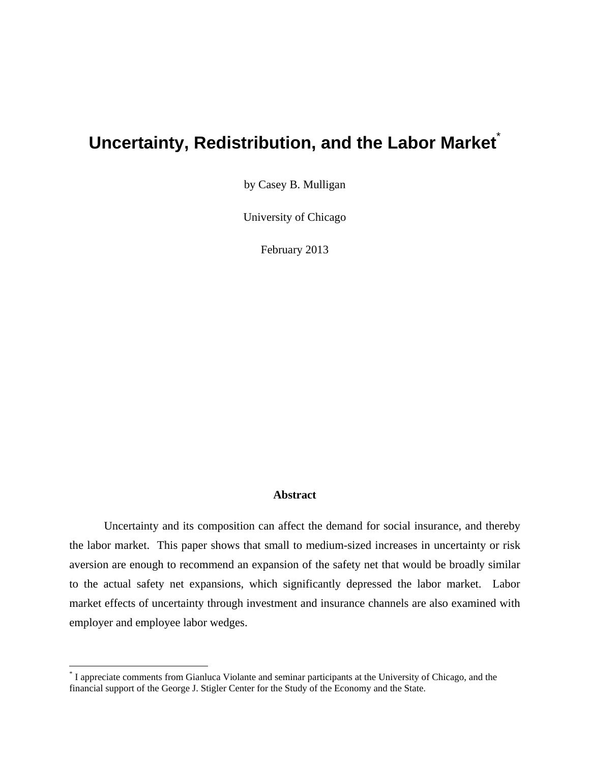# Uncertainty, Redistribution, and the Labor Market[*]

by Casey B. Mulligan

University of Chicago

February 2013

**Abstract**

Uncertainty and its composition can affect the demand for social insurance, and thereby the labor market. This paper shows that small to medium-sized increases in uncertainty or risk aversion are enough to recommend an expansion of the safety net that would be broadly similar to the actual safety net expansions, which significantly depressed the labor market. Labor market effects of uncertainty through investment and insurance channels are also examined with employer and employee labor wedges.

---

[*] I appreciate comments from Gianluca Violante and seminar participants at the University of Chicago, and the financial support of the George J. Stigler Center for the Study of the Economy and the State.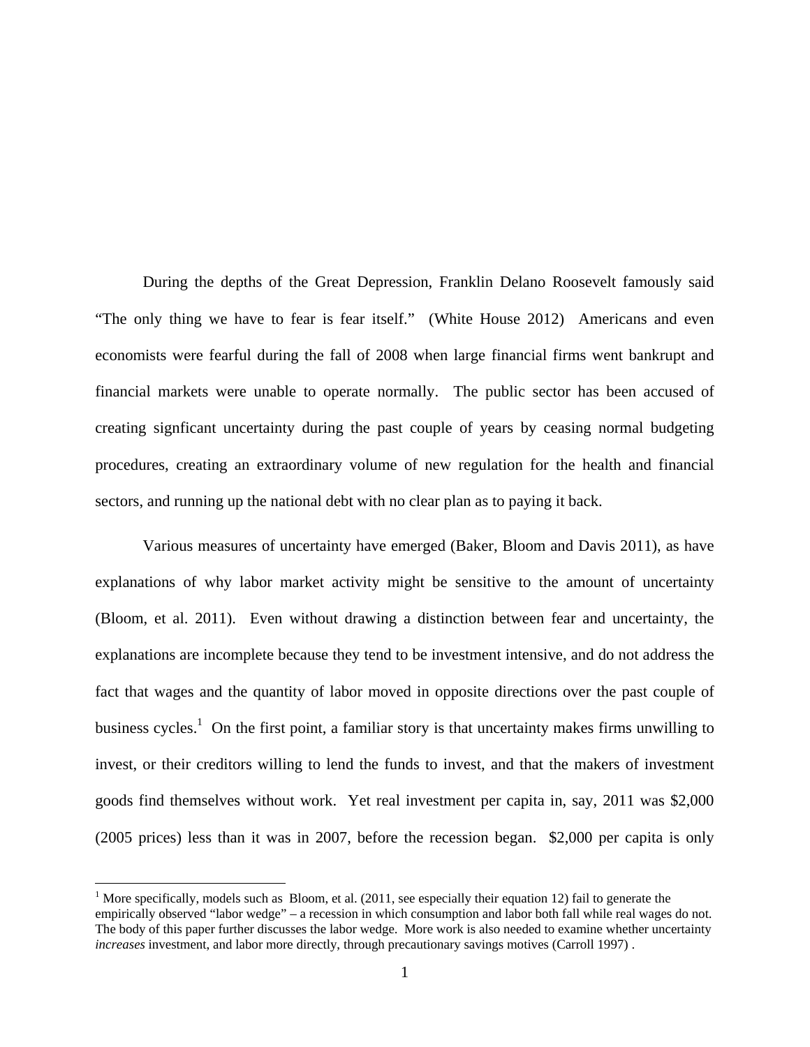During the depths of the Great Depression, Franklin Delano Roosevelt famously said "The only thing we have to fear is fear itself." (White House 2012) Americans and even economists were fearful during the fall of 2008 when large financial firms went bankrupt and financial markets were unable to operate normally. The public sector has been accused of creating signficant uncertainty during the past couple of years by ceasing normal budgeting procedures, creating an extraordinary volume of new regulation for the health and financial sectors, and running up the national debt with no clear plan as to paying it back.

Various measures of uncertainty have emerged (Baker, Bloom and Davis 2011), as have explanations of why labor market activity might be sensitive to the amount of uncertainty (Bloom, et al. 2011). Even without drawing a distinction between fear and uncertainty, the explanations are incomplete because they tend to be investment intensive, and do not address the fact that wages and the quantity of labor moved in opposite directions over the past couple of business cycles.[1] On the first point, a familiar story is that uncertainty makes firms unwilling to invest, or their creditors willing to lend the funds to invest, and that the makers of investment goods find themselves without work. Yet real investment per capita in, say, 2011 was $2,000 (2005 prices) less than it was in 2007, before the recession began. $2,000 per capita is only

[1] More specifically, models such as Bloom, et al. (2011, see especially their equation 12) fail to generate the empirically observed "labor wedge" – a recession in which consumption and labor both fall while real wages do not. The body of this paper further discusses the labor wedge. More work is also needed to examine whether uncertainty *increases* investment, and labor more directly, through precautionary savings motives (Carroll 1997) .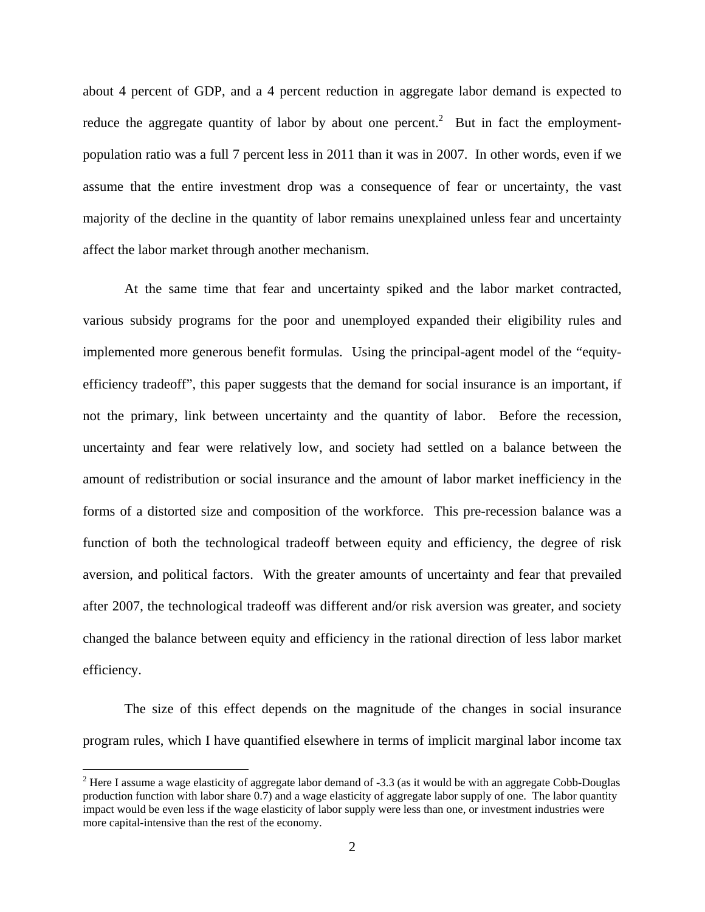about 4 percent of GDP, and a 4 percent reduction in aggregate labor demand is expected to reduce the aggregate quantity of labor by about one percent.[2] But in fact the employment-population ratio was a full 7 percent less in 2011 than it was in 2007. In other words, even if we assume that the entire investment drop was a consequence of fear or uncertainty, the vast majority of the decline in the quantity of labor remains unexplained unless fear and uncertainty affect the labor market through another mechanism.

At the same time that fear and uncertainty spiked and the labor market contracted, various subsidy programs for the poor and unemployed expanded their eligibility rules and implemented more generous benefit formulas. Using the principal-agent model of the "equity-efficiency tradeoff", this paper suggests that the demand for social insurance is an important, if not the primary, link between uncertainty and the quantity of labor. Before the recession, uncertainty and fear were relatively low, and society had settled on a balance between the amount of redistribution or social insurance and the amount of labor market inefficiency in the forms of a distorted size and composition of the workforce. This pre-recession balance was a function of both the technological tradeoff between equity and efficiency, the degree of risk aversion, and political factors. With the greater amounts of uncertainty and fear that prevailed after 2007, the technological tradeoff was different and/or risk aversion was greater, and society changed the balance between equity and efficiency in the rational direction of less labor market efficiency.

The size of this effect depends on the magnitude of the changes in social insurance program rules, which I have quantified elsewhere in terms of implicit marginal labor income tax

[2] Here I assume a wage elasticity of aggregate labor demand of -3.3 (as it would be with an aggregate Cobb-Douglas production function with labor share 0.7) and a wage elasticity of aggregate labor supply of one. The labor quantity impact would be even less if the wage elasticity of labor supply were less than one, or investment industries were more capital-intensive than the rest of the economy.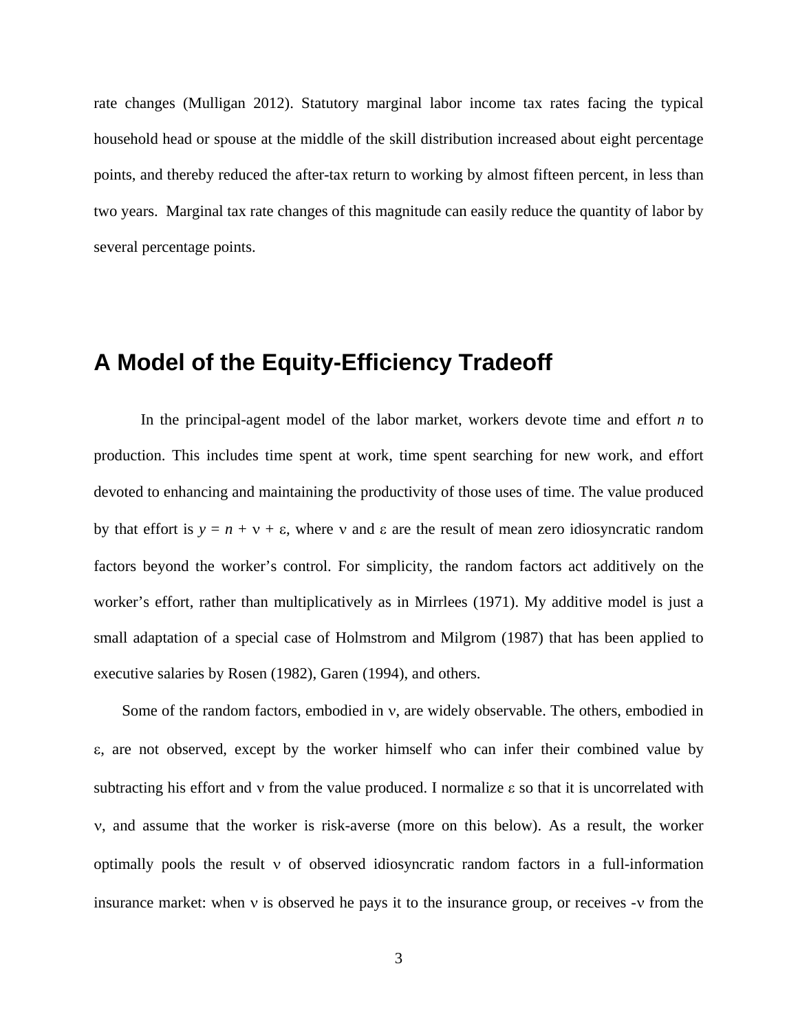rate changes (Mulligan 2012). Statutory marginal labor income tax rates facing the typical household head or spouse at the middle of the skill distribution increased about eight percentage points, and thereby reduced the after-tax return to working by almost fifteen percent, in less than two years. Marginal tax rate changes of this magnitude can easily reduce the quantity of labor by several percentage points.

## A Model of the Equity-Efficiency Tradeoff

In the principal-agent model of the labor market, workers devote time and effort $n$ to production. This includes time spent at work, time spent searching for new work, and effort devoted to enhancing and maintaining the productivity of those uses of time. The value produced by that effort is $y = n + \nu + \varepsilon$, where $\nu$ and $\varepsilon$ are the result of mean zero idiosyncratic random factors beyond the worker's control. For simplicity, the random factors act additively on the worker's effort, rather than multiplicatively as in Mirrlees (1971). My additive model is just a small adaptation of a special case of Holmstrom and Milgrom (1987) that has been applied to executive salaries by Rosen (1982), Garen (1994), and others.

Some of the random factors, embodied in $\nu$, are widely observable. The others, embodied in $\varepsilon$, are not observed, except by the worker himself who can infer their combined value by subtracting his effort and $\nu$ from the value produced. I normalize $\varepsilon$ so that it is uncorrelated with $\nu$, and assume that the worker is risk-averse (more on this below). As a result, the worker optimally pools the result $\nu$ of observed idiosyncratic random factors in a full-information insurance market: when $\nu$ is observed he pays it to the insurance group, or receives $-\nu$ from the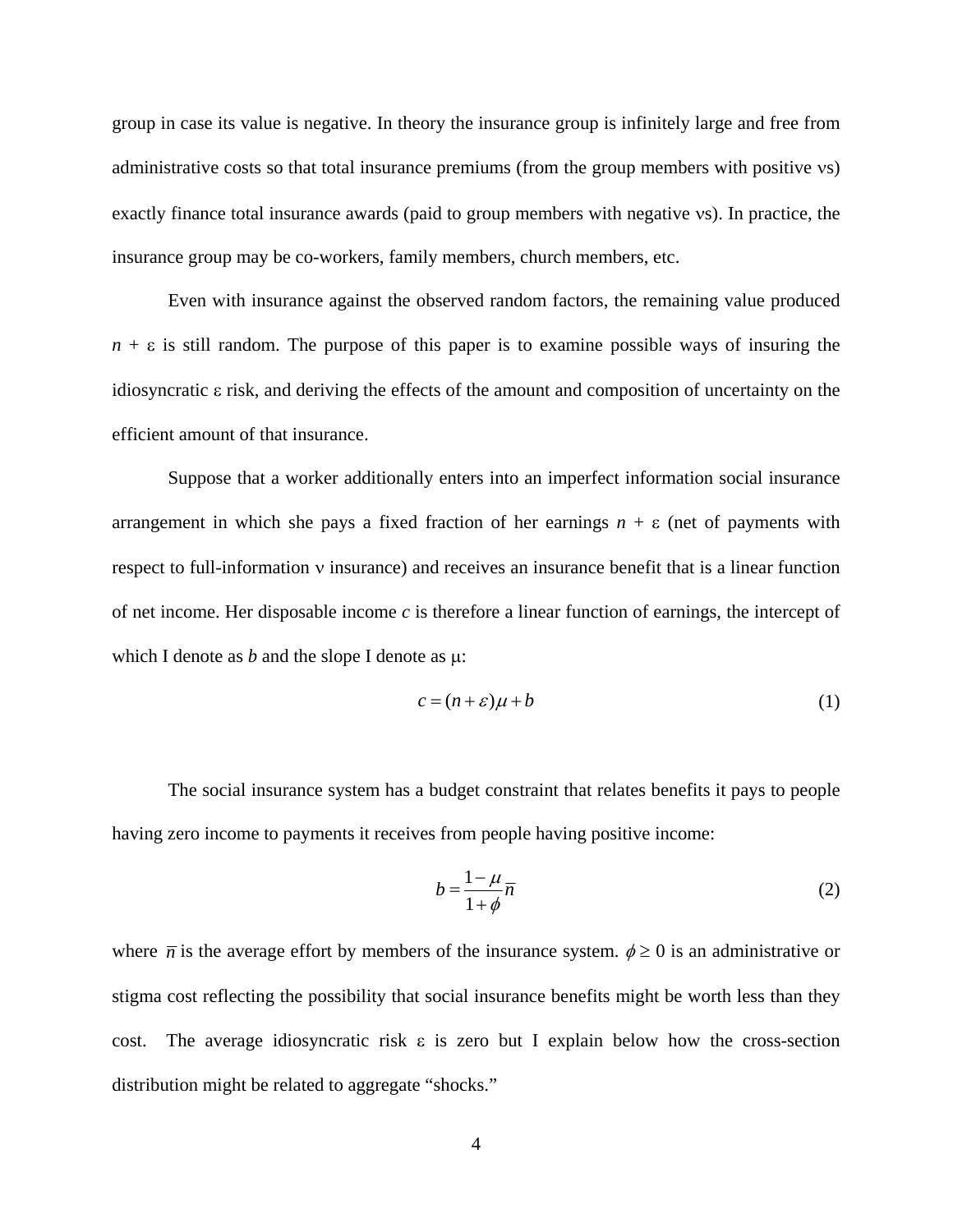group in case its value is negative. In theory the insurance group is infinitely large and free from administrative costs so that total insurance premiums (from the group members with positive $\nu$s) exactly finance total insurance awards (paid to group members with negative $\nu$s). In practice, the insurance group may be co-workers, family members, church members, etc.

Even with insurance against the observed random factors, the remaining value produced $n + \varepsilon$ is still random. The purpose of this paper is to examine possible ways of insuring the idiosyncratic $\varepsilon$ risk, and deriving the effects of the amount and composition of uncertainty on the efficient amount of that insurance.

Suppose that a worker additionally enters into an imperfect information social insurance arrangement in which she pays a fixed fraction of her earnings $n + \varepsilon$ (net of payments with respect to full-information $\nu$ insurance) and receives an insurance benefit that is a linear function of net income. Her disposable income $c$ is therefore a linear function of earnings, the intercept of which I denote as $b$ and the slope I denote as $\mu$:

$$c = (n + \varepsilon)\mu + b \tag{1}$$

The social insurance system has a budget constraint that relates benefits it pays to people having zero income to payments it receives from people having positive income:

$$b = \frac{1-\mu}{1+\phi}\bar{n} \tag{2}$$

where $\bar{n}$ is the average effort by members of the insurance system. $\phi \geq 0$ is an administrative or stigma cost reflecting the possibility that social insurance benefits might be worth less than they cost. The average idiosyncratic risk $\varepsilon$ is zero but I explain below how the cross-section distribution might be related to aggregate "shocks."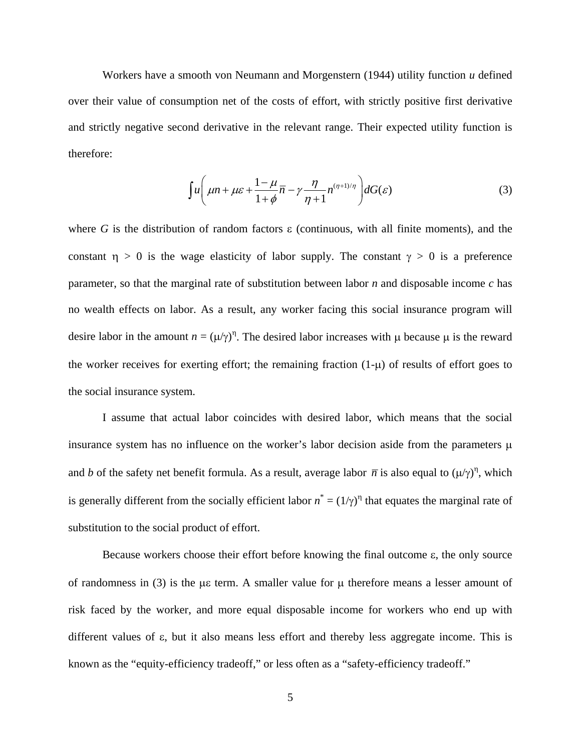Workers have a smooth von Neumann and Morgenstern (1944) utility function $u$ defined over their value of consumption net of the costs of effort, with strictly positive first derivative and strictly negative second derivative in the relevant range. Their expected utility function is therefore:

$$\int u\left(\mu n + \mu\varepsilon + \frac{1-\mu}{1+\phi}\bar{n} - \gamma\frac{\eta}{\eta+1}n^{(\eta+1)/\eta}\right)dG(\varepsilon) \tag{3}$$

where $G$ is the distribution of random factors $\varepsilon$ (continuous, with all finite moments), and the constant $\eta > 0$ is the wage elasticity of labor supply. The constant $\gamma > 0$ is a preference parameter, so that the marginal rate of substitution between labor $n$ and disposable income $c$ has no wealth effects on labor. As a result, any worker facing this social insurance program will desire labor in the amount $n = (\mu/\gamma)^{\eta}$. The desired labor increases with $\mu$ because $\mu$ is the reward the worker receives for exerting effort; the remaining fraction $(1-\mu)$ of results of effort goes to the social insurance system.

I assume that actual labor coincides with desired labor, which means that the social insurance system has no influence on the worker's labor decision aside from the parameters $\mu$ and $b$ of the safety net benefit formula. As a result, average labor $\bar{n}$ is also equal to $(\mu/\gamma)^{\eta}$, which is generally different from the socially efficient labor $n^{*} = (1/\gamma)^{\eta}$ that equates the marginal rate of substitution to the social product of effort.

Because workers choose their effort before knowing the final outcome $\varepsilon$, the only source of randomness in (3) is the $\mu\varepsilon$ term. A smaller value for $\mu$ therefore means a lesser amount of risk faced by the worker, and more equal disposable income for workers who end up with different values of $\varepsilon$, but it also means less effort and thereby less aggregate income. This is known as the "equity-efficiency tradeoff," or less often as a "safety-efficiency tradeoff."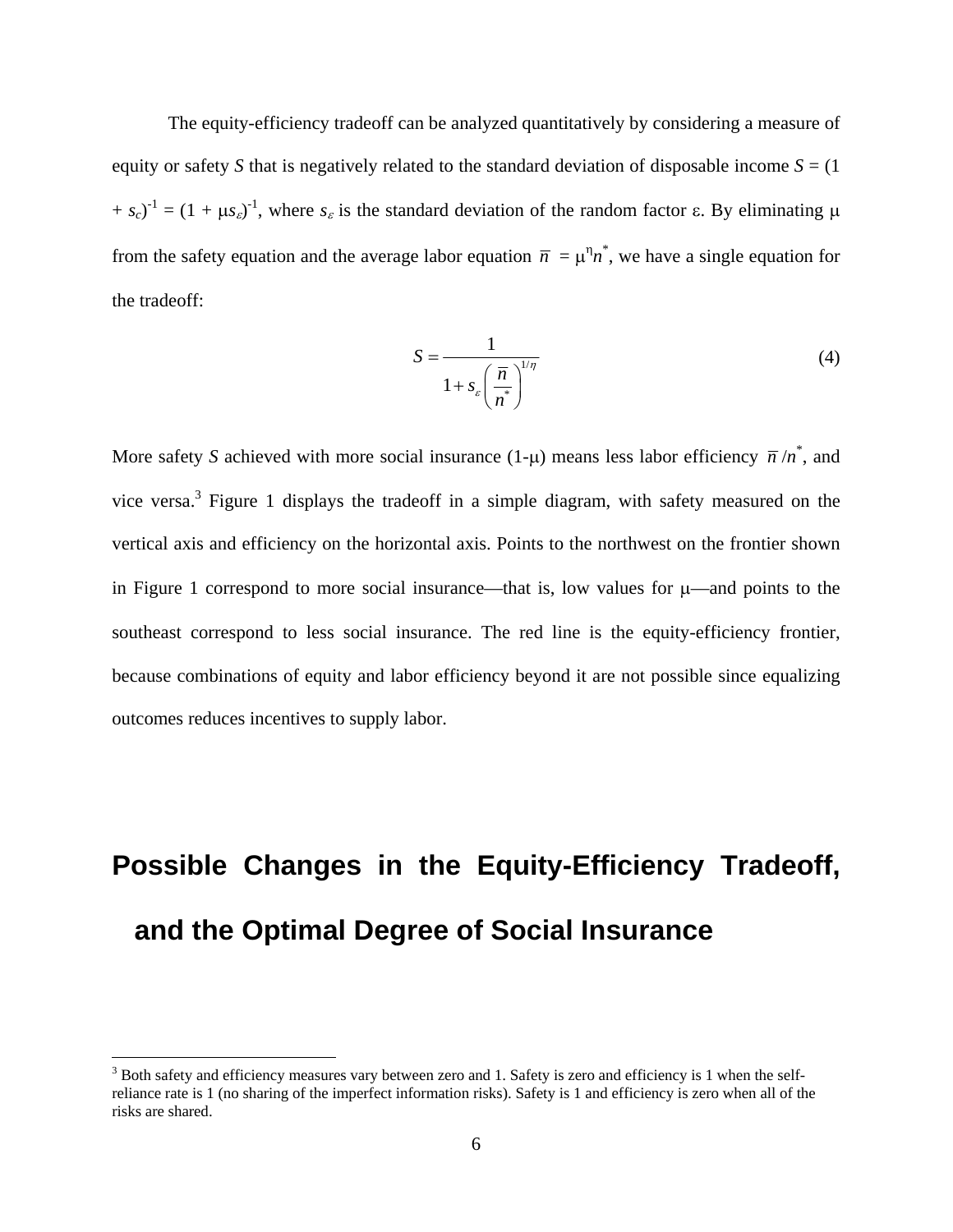The equity-efficiency tradeoff can be analyzed quantitatively by considering a measure of equity or safety $S$ that is negatively related to the standard deviation of disposable income $S = (1 + s_c)^{-1} = (1 + \mu s_\varepsilon)^{-1}$, where $s_\varepsilon$ is the standard deviation of the random factor $\varepsilon$. By eliminating $\mu$ from the safety equation and the average labor equation $\bar{n} = \mu^\eta n^*$, we have a single equation for the tradeoff:

$$S = \frac{1}{1 + s_\varepsilon \left(\frac{\bar{n}}{n^*}\right)^{1/\eta}} \tag{4}$$

More safety $S$ achieved with more social insurance ($1-\mu$) means less labor efficiency $\bar{n}/n^*$, and vice versa.[3] Figure 1 displays the tradeoff in a simple diagram, with safety measured on the vertical axis and efficiency on the horizontal axis. Points to the northwest on the frontier shown in Figure 1 correspond to more social insurance—that is, low values for $\mu$—and points to the southeast correspond to less social insurance. The red line is the equity-efficiency frontier, because combinations of equity and labor efficiency beyond it are not possible since equalizing outcomes reduces incentives to supply labor.

## Possible Changes in the Equity-Efficiency Tradeoff, and the Optimal Degree of Social Insurance

[3] Both safety and efficiency measures vary between zero and 1. Safety is zero and efficiency is 1 when the self-reliance rate is 1 (no sharing of the imperfect information risks). Safety is 1 and efficiency is zero when all of the risks are shared.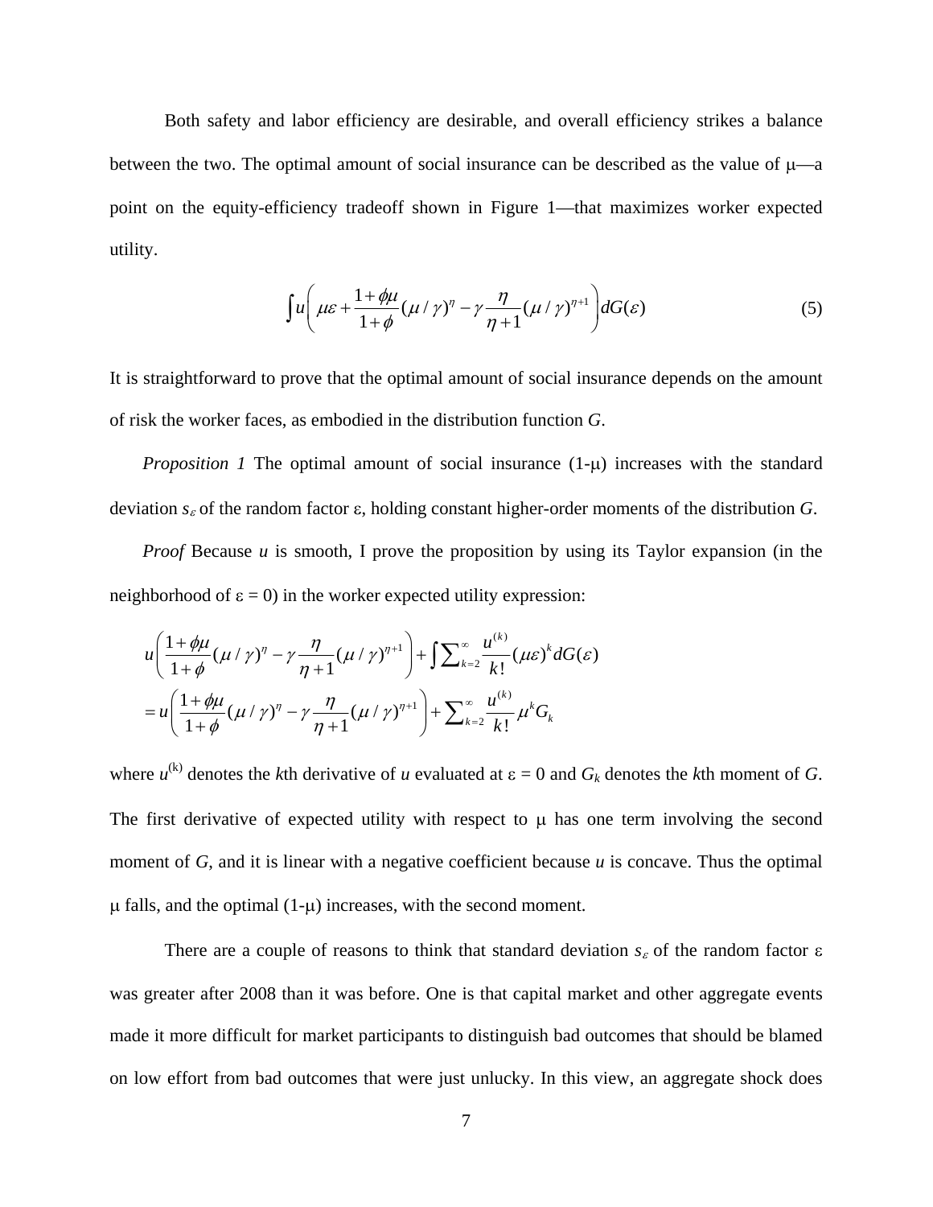Both safety and labor efficiency are desirable, and overall efficiency strikes a balance between the two. The optimal amount of social insurance can be described as the value of $\mu$—a point on the equity-efficiency tradeoff shown in Figure 1—that maximizes worker expected utility.

$$\int u\left( \mu\varepsilon + \frac{1+\phi\mu}{1+\phi}(\mu/\gamma)^{\eta} - \gamma\frac{\eta}{\eta+1}(\mu/\gamma)^{\eta+1} \right) dG(\varepsilon) \tag{5}$$

It is straightforward to prove that the optimal amount of social insurance depends on the amount of risk the worker faces, as embodied in the distribution function *G*.

*Proposition 1* The optimal amount of social insurance (1-$\mu$) increases with the standard deviation $s_\varepsilon$ of the random factor $\varepsilon$, holding constant higher-order moments of the distribution *G*.

*Proof* Because *u* is smooth, I prove the proposition by using its Taylor expansion (in the neighborhood of $\varepsilon = 0$) in the worker expected utility expression:

$$\begin{aligned} & u\left( \frac{1+\phi\mu}{1+\phi}(\mu/\gamma)^{\eta} - \gamma\frac{\eta}{\eta+1}(\mu/\gamma)^{\eta+1} \right) + \int \sum_{k=2}^{\infty} \frac{u^{(k)}}{k!}(\mu\varepsilon)^k dG(\varepsilon) \\ & = u\left( \frac{1+\phi\mu}{1+\phi}(\mu/\gamma)^{\eta} - \gamma\frac{\eta}{\eta+1}(\mu/\gamma)^{\eta+1} \right) + \sum_{k=2}^{\infty} \frac{u^{(k)}}{k!}\mu^k G_k \end{aligned}$$

where $u^{(k)}$ denotes the *k*th derivative of *u* evaluated at $\varepsilon = 0$ and $G_k$ denotes the *k*th moment of *G*. The first derivative of expected utility with respect to $\mu$ has one term involving the second moment of *G*, and it is linear with a negative coefficient because *u* is concave. Thus the optimal $\mu$ falls, and the optimal (1-$\mu$) increases, with the second moment.

There are a couple of reasons to think that standard deviation $s_\varepsilon$ of the random factor $\varepsilon$ was greater after 2008 than it was before. One is that capital market and other aggregate events made it more difficult for market participants to distinguish bad outcomes that should be blamed on low effort from bad outcomes that were just unlucky. In this view, an aggregate shock does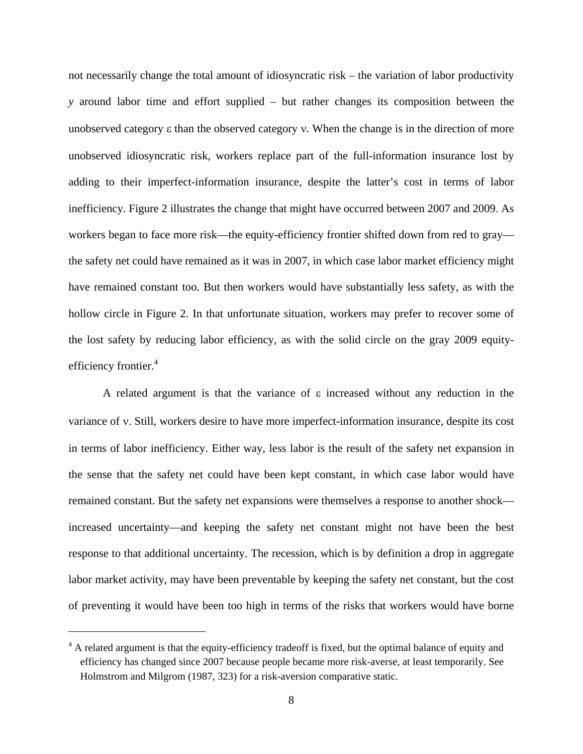not necessarily change the total amount of idiosyncratic risk – the variation of labor productivity $y$ around labor time and effort supplied – but rather changes its composition between the unobserved category $\varepsilon$ than the observed category $\nu$. When the change is in the direction of more unobserved idiosyncratic risk, workers replace part of the full-information insurance lost by adding to their imperfect-information insurance, despite the latter's cost in terms of labor inefficiency. Figure 2 illustrates the change that might have occurred between 2007 and 2009. As workers began to face more risk—the equity-efficiency frontier shifted down from red to gray—the safety net could have remained as it was in 2007, in which case labor market efficiency might have remained constant too. But then workers would have substantially less safety, as with the hollow circle in Figure 2. In that unfortunate situation, workers may prefer to recover some of the lost safety by reducing labor efficiency, as with the solid circle on the gray 2009 equity-efficiency frontier.[4]

A related argument is that the variance of $\varepsilon$ increased without any reduction in the variance of $\nu$. Still, workers desire to have more imperfect-information insurance, despite its cost in terms of labor inefficiency. Either way, less labor is the result of the safety net expansion in the sense that the safety net could have been kept constant, in which case labor would have remained constant. But the safety net expansions were themselves a response to another shock—increased uncertainty—and keeping the safety net constant might not have been the best response to that additional uncertainty. The recession, which is by definition a drop in aggregate labor market activity, may have been preventable by keeping the safety net constant, but the cost of preventing it would have been too high in terms of the risks that workers would have borne

---

[4] A related argument is that the equity-efficiency tradeoff is fixed, but the optimal balance of equity and efficiency has changed since 2007 because people became more risk-averse, at least temporarily. See Holmstrom and Milgrom (1987, 323) for a risk-aversion comparative static.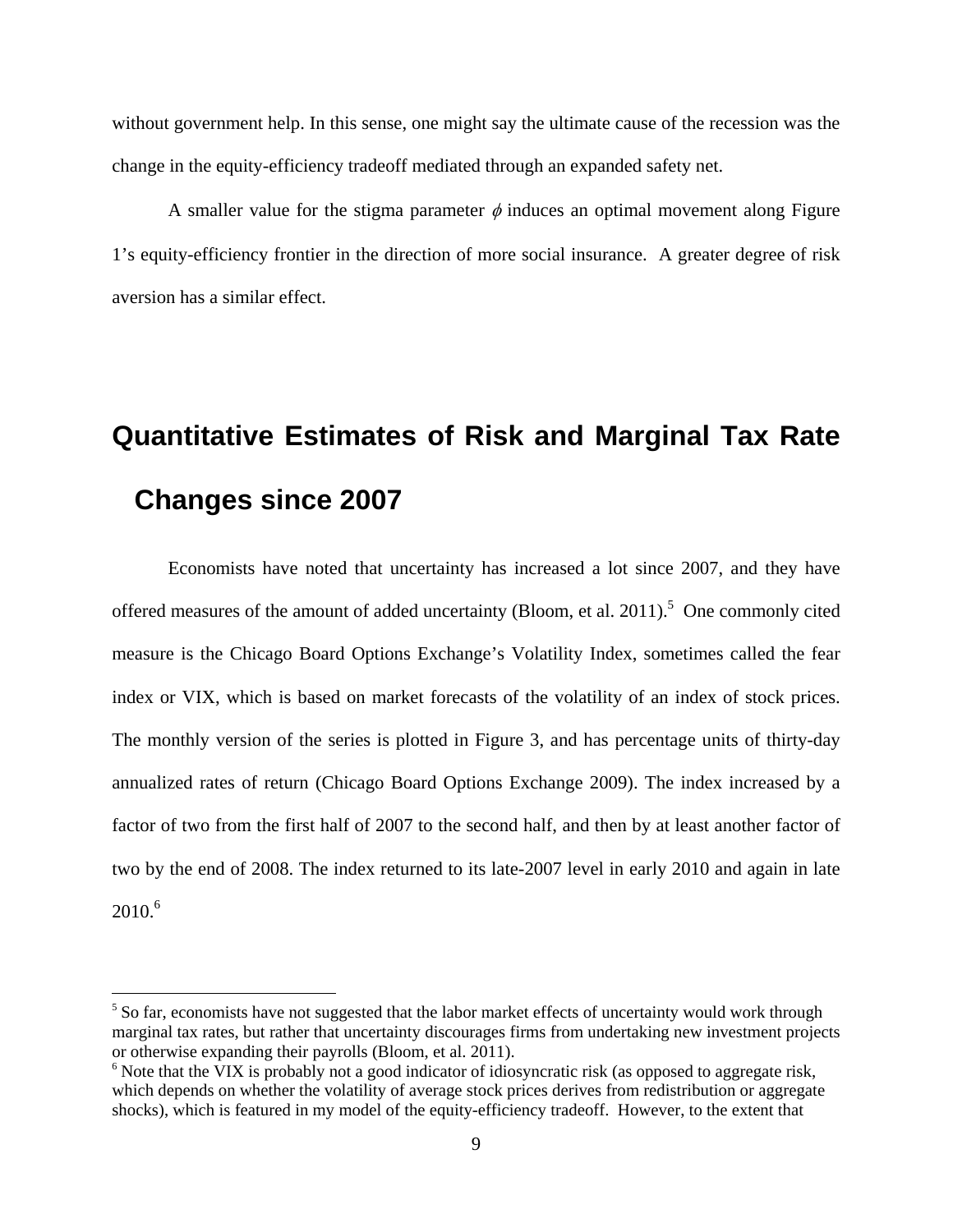without government help. In this sense, one might say the ultimate cause of the recession was the change in the equity-efficiency tradeoff mediated through an expanded safety net.

A smaller value for the stigma parameter $\phi$ induces an optimal movement along Figure 1's equity-efficiency frontier in the direction of more social insurance. A greater degree of risk aversion has a similar effect.

# Quantitative Estimates of Risk and Marginal Tax Rate Changes since 2007

Economists have noted that uncertainty has increased a lot since 2007, and they have offered measures of the amount of added uncertainty (Bloom, et al. 2011).[5] One commonly cited measure is the Chicago Board Options Exchange's Volatility Index, sometimes called the fear index or VIX, which is based on market forecasts of the volatility of an index of stock prices. The monthly version of the series is plotted in Figure 3, and has percentage units of thirty-day annualized rates of return (Chicago Board Options Exchange 2009). The index increased by a factor of two from the first half of 2007 to the second half, and then by at least another factor of two by the end of 2008. The index returned to its late-2007 level in early 2010 and again in late 2010.[6]

---

[5] So far, economists have not suggested that the labor market effects of uncertainty would work through marginal tax rates, but rather that uncertainty discourages firms from undertaking new investment projects or otherwise expanding their payrolls (Bloom, et al. 2011).

[6] Note that the VIX is probably not a good indicator of idiosyncratic risk (as opposed to aggregate risk, which depends on whether the volatility of average stock prices derives from redistribution or aggregate shocks), which is featured in my model of the equity-efficiency tradeoff. However, to the extent that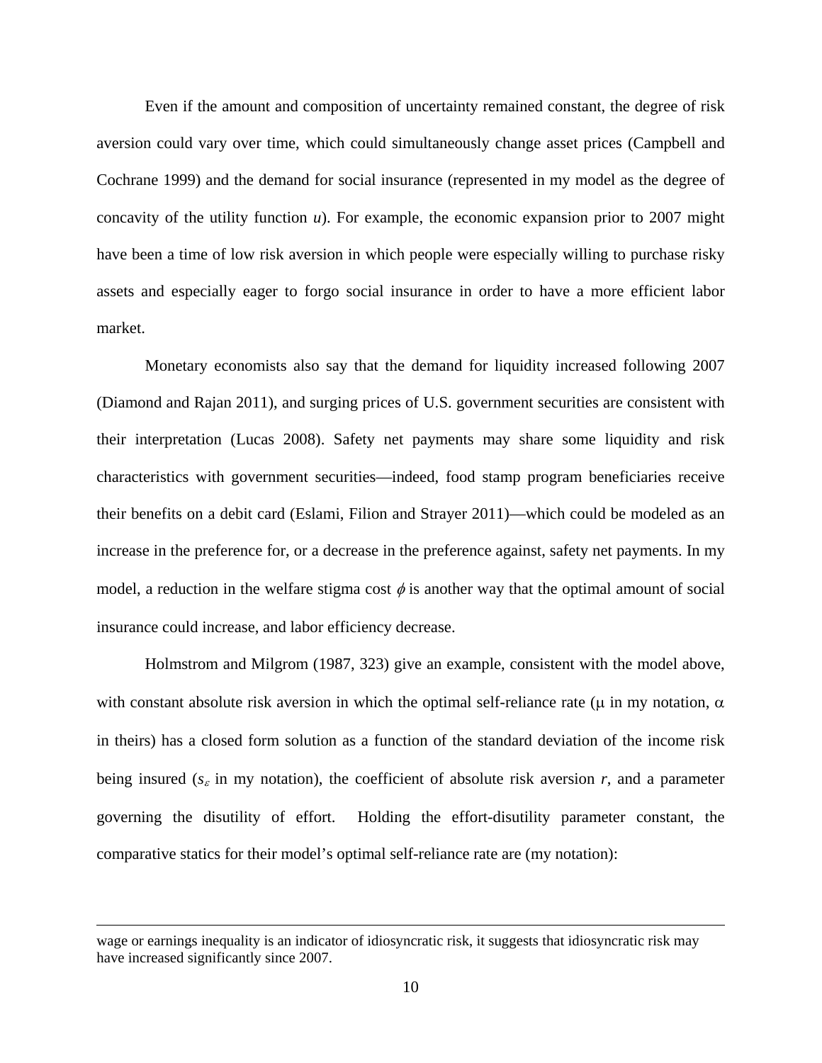Even if the amount and composition of uncertainty remained constant, the degree of risk aversion could vary over time, which could simultaneously change asset prices (Campbell and Cochrane 1999) and the demand for social insurance (represented in my model as the degree of concavity of the utility function $u$). For example, the economic expansion prior to 2007 might have been a time of low risk aversion in which people were especially willing to purchase risky assets and especially eager to forgo social insurance in order to have a more efficient labor market.

Monetary economists also say that the demand for liquidity increased following 2007 (Diamond and Rajan 2011), and surging prices of U.S. government securities are consistent with their interpretation (Lucas 2008). Safety net payments may share some liquidity and risk characteristics with government securities—indeed, food stamp program beneficiaries receive their benefits on a debit card (Eslami, Filion and Strayer 2011)—which could be modeled as an increase in the preference for, or a decrease in the preference against, safety net payments. In my model, a reduction in the welfare stigma cost $\phi$ is another way that the optimal amount of social insurance could increase, and labor efficiency decrease.

Holmstrom and Milgrom (1987, 323) give an example, consistent with the model above, with constant absolute risk aversion in which the optimal self-reliance rate ($\mu$ in my notation, $\alpha$ in theirs) has a closed form solution as a function of the standard deviation of the income risk being insured ($s_\varepsilon$ in my notation), the coefficient of absolute risk aversion $r$, and a parameter governing the disutility of effort. Holding the effort-disutility parameter constant, the comparative statics for their model's optimal self-reliance rate are (my notation):

---

wage or earnings inequality is an indicator of idiosyncratic risk, it suggests that idiosyncratic risk may have increased significantly since 2007.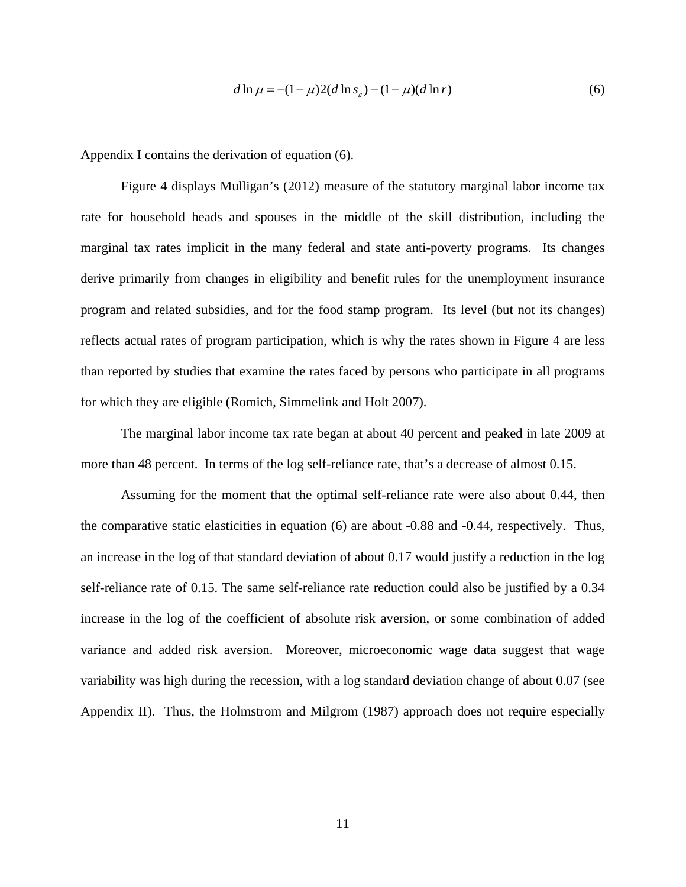$$d \ln \mu = -(1-\mu)2(d \ln s_{\varepsilon}) - (1-\mu)(d \ln r) \tag{6}$$

Appendix I contains the derivation of equation (6).

Figure 4 displays Mulligan's (2012) measure of the statutory marginal labor income tax rate for household heads and spouses in the middle of the skill distribution, including the marginal tax rates implicit in the many federal and state anti-poverty programs. Its changes derive primarily from changes in eligibility and benefit rules for the unemployment insurance program and related subsidies, and for the food stamp program. Its level (but not its changes) reflects actual rates of program participation, which is why the rates shown in Figure 4 are less than reported by studies that examine the rates faced by persons who participate in all programs for which they are eligible (Romich, Simmelink and Holt 2007).

The marginal labor income tax rate began at about 40 percent and peaked in late 2009 at more than 48 percent. In terms of the log self-reliance rate, that's a decrease of almost 0.15.

Assuming for the moment that the optimal self-reliance rate were also about 0.44, then the comparative static elasticities in equation (6) are about -0.88 and -0.44, respectively. Thus, an increase in the log of that standard deviation of about 0.17 would justify a reduction in the log self-reliance rate of 0.15. The same self-reliance rate reduction could also be justified by a 0.34 increase in the log of the coefficient of absolute risk aversion, or some combination of added variance and added risk aversion. Moreover, microeconomic wage data suggest that wage variability was high during the recession, with a log standard deviation change of about 0.07 (see Appendix II). Thus, the Holmstrom and Milgrom (1987) approach does not require especially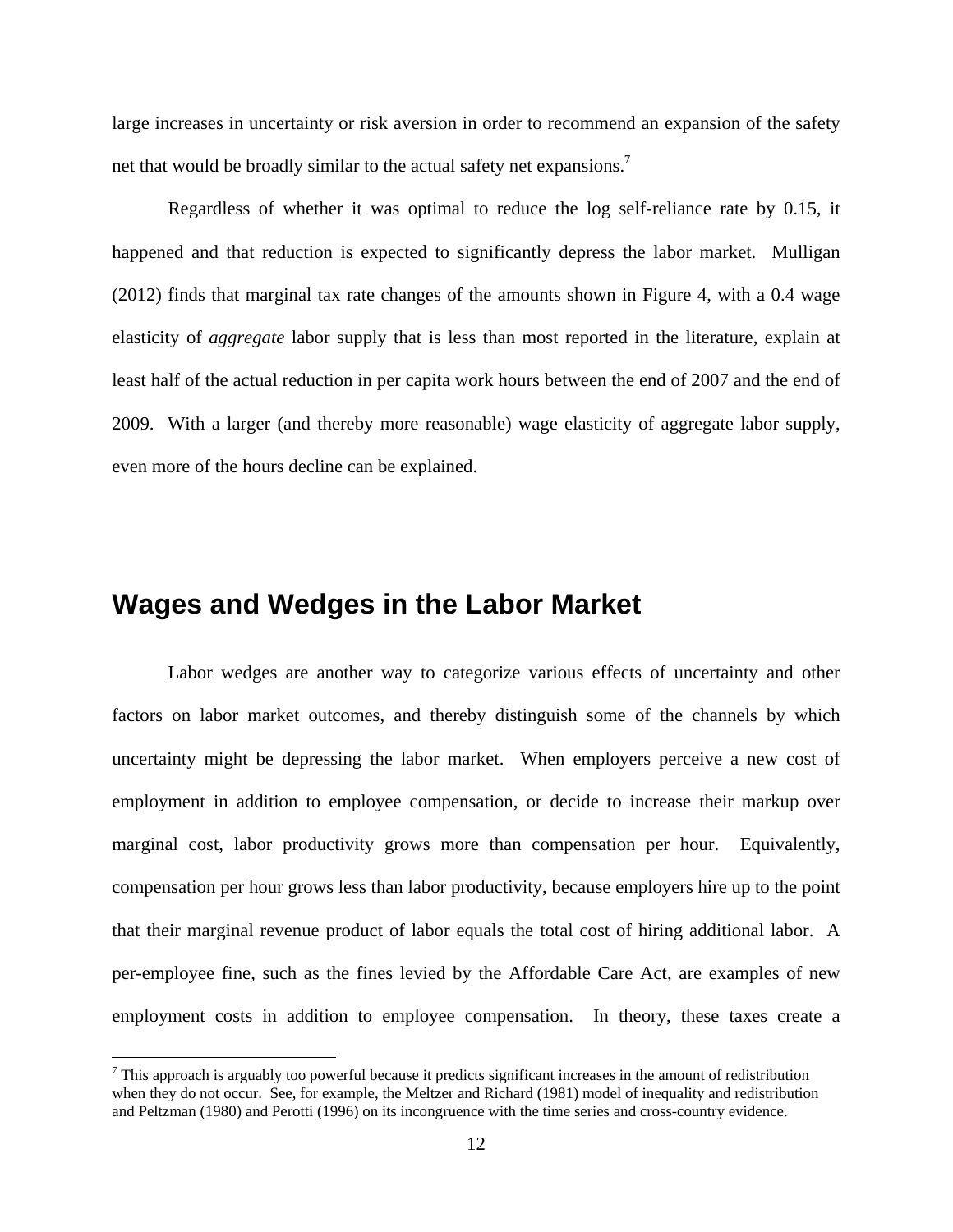large increases in uncertainty or risk aversion in order to recommend an expansion of the safety net that would be broadly similar to the actual safety net expansions.[7]

Regardless of whether it was optimal to reduce the log self-reliance rate by 0.15, it happened and that reduction is expected to significantly depress the labor market. Mulligan (2012) finds that marginal tax rate changes of the amounts shown in Figure 4, with a 0.4 wage elasticity of *aggregate* labor supply that is less than most reported in the literature, explain at least half of the actual reduction in per capita work hours between the end of 2007 and the end of 2009. With a larger (and thereby more reasonable) wage elasticity of aggregate labor supply, even more of the hours decline can be explained.

## Wages and Wedges in the Labor Market

Labor wedges are another way to categorize various effects of uncertainty and other factors on labor market outcomes, and thereby distinguish some of the channels by which uncertainty might be depressing the labor market. When employers perceive a new cost of employment in addition to employee compensation, or decide to increase their markup over marginal cost, labor productivity grows more than compensation per hour. Equivalently, compensation per hour grows less than labor productivity, because employers hire up to the point that their marginal revenue product of labor equals the total cost of hiring additional labor. A per-employee fine, such as the fines levied by the Affordable Care Act, are examples of new employment costs in addition to employee compensation. In theory, these taxes create a

[7] This approach is arguably too powerful because it predicts significant increases in the amount of redistribution when they do not occur. See, for example, the Meltzer and Richard (1981) model of inequality and redistribution and Peltzman (1980) and Perotti (1996) on its incongruence with the time series and cross-country evidence.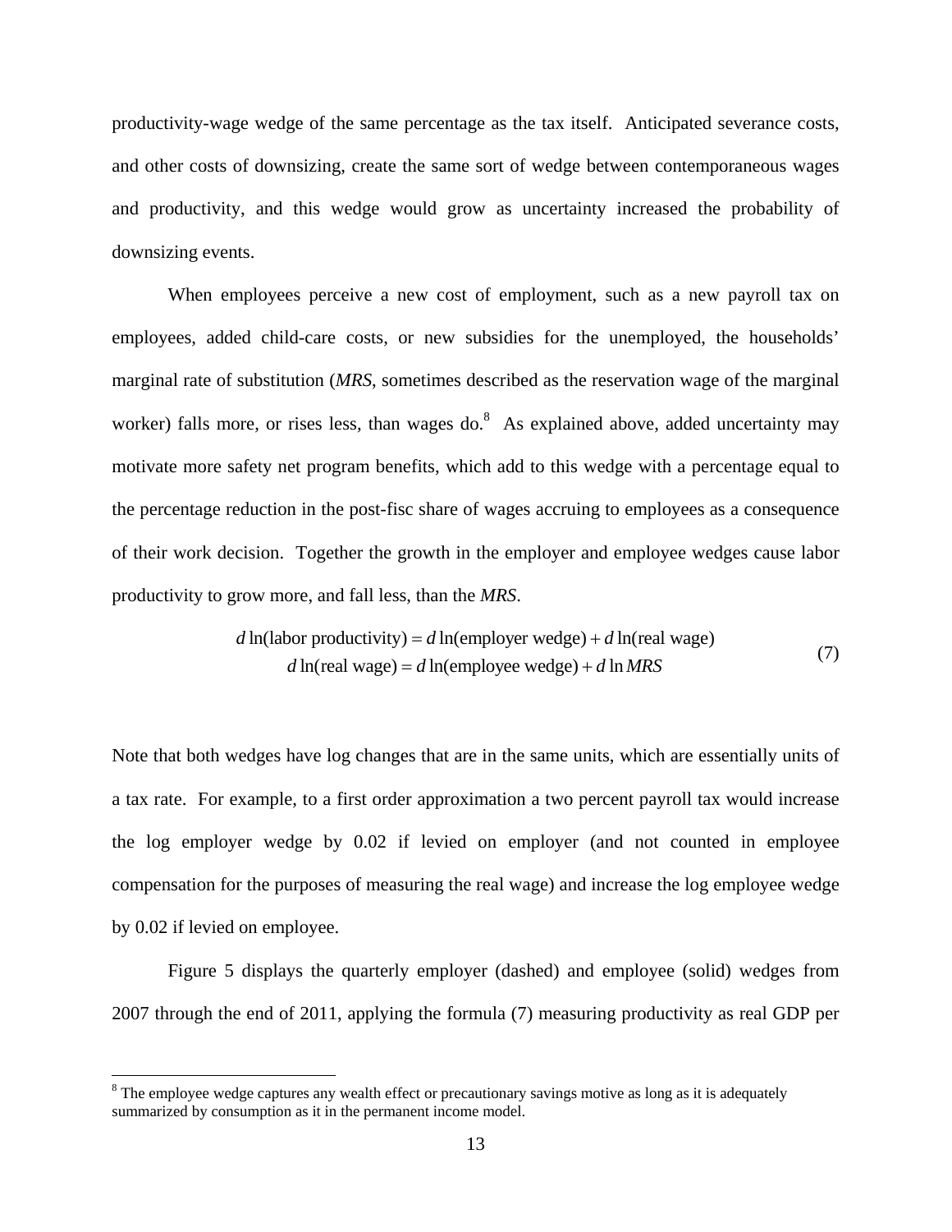productivity-wage wedge of the same percentage as the tax itself. Anticipated severance costs, and other costs of downsizing, create the same sort of wedge between contemporaneous wages and productivity, and this wedge would grow as uncertainty increased the probability of downsizing events.

When employees perceive a new cost of employment, such as a new payroll tax on employees, added child-care costs, or new subsidies for the unemployed, the households' marginal rate of substitution (*MRS*, sometimes described as the reservation wage of the marginal worker) falls more, or rises less, than wages do.[8] As explained above, added uncertainty may motivate more safety net program benefits, which add to this wedge with a percentage equal to the percentage reduction in the post-fisc share of wages accruing to employees as a consequence of their work decision. Together the growth in the employer and employee wedges cause labor productivity to grow more, and fall less, than the *MRS*.

$$\begin{aligned} d\ln(\text{labor productivity}) &= d\ln(\text{employer wedge}) + d\ln(\text{real wage}) \\ d\ln(\text{real wage}) &= d\ln(\text{employee wedge}) + d\ln MRS \end{aligned} \tag{7}$$

Note that both wedges have log changes that are in the same units, which are essentially units of a tax rate. For example, to a first order approximation a two percent payroll tax would increase the log employer wedge by 0.02 if levied on employer (and not counted in employee compensation for the purposes of measuring the real wage) and increase the log employee wedge by 0.02 if levied on employee.

Figure 5 displays the quarterly employer (dashed) and employee (solid) wedges from 2007 through the end of 2011, applying the formula (7) measuring productivity as real GDP per

[8] The employee wedge captures any wealth effect or precautionary savings motive as long as it is adequately summarized by consumption as it in the permanent income model.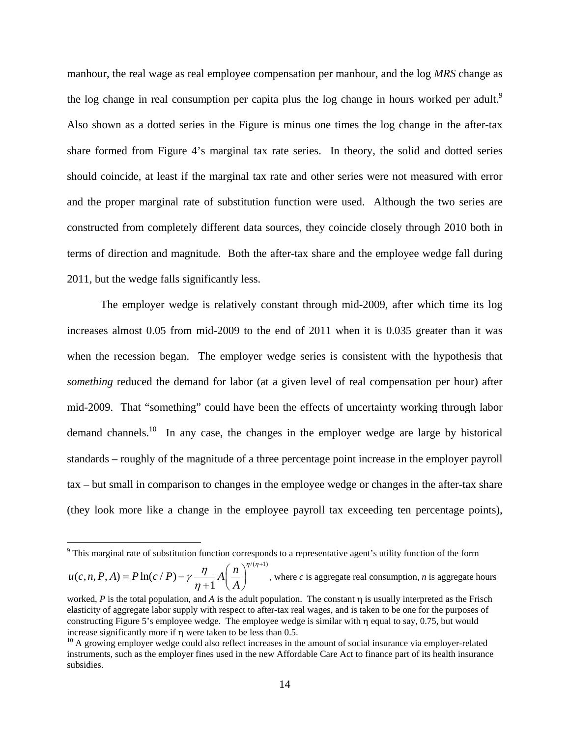manhour, the real wage as real employee compensation per manhour, and the log *MRS* change as the log change in real consumption per capita plus the log change in hours worked per adult.[9] Also shown as a dotted series in the Figure is minus one times the log change in the after-tax share formed from Figure 4's marginal tax rate series. In theory, the solid and dotted series should coincide, at least if the marginal tax rate and other series were not measured with error and the proper marginal rate of substitution function were used. Although the two series are constructed from completely different data sources, they coincide closely through 2010 both in terms of direction and magnitude. Both the after-tax share and the employee wedge fall during 2011, but the wedge falls significantly less.

The employer wedge is relatively constant through mid-2009, after which time its log increases almost 0.05 from mid-2009 to the end of 2011 when it is 0.035 greater than it was when the recession began. The employer wedge series is consistent with the hypothesis that *something* reduced the demand for labor (at a given level of real compensation per hour) after mid-2009. That "something" could have been the effects of uncertainty working through labor demand channels.[10] In any case, the changes in the employer wedge are large by historical standards – roughly of the magnitude of a three percentage point increase in the employer payroll tax – but small in comparison to changes in the employee wedge or changes in the after-tax share (they look more like a change in the employee payroll tax exceeding ten percentage points),

---

[9] This marginal rate of substitution function corresponds to a representative agent's utility function of the form $u(c,n,P,A) = P\ln(c/P) - \gamma \frac{\eta}{\eta+1} A \left(\frac{n}{A}\right)^{\eta/(\eta+1)}$, where $c$ is aggregate real consumption, $n$ is aggregate hours worked, $P$ is the total population, and $A$ is the adult population. The constant $\eta$ is usually interpreted as the Frisch elasticity of aggregate labor supply with respect to after-tax real wages, and is taken to be one for the purposes of constructing Figure 5's employee wedge. The employee wedge is similar with $\eta$ equal to say, 0.75, but would increase significantly more if $\eta$ were taken to be less than 0.5.

[10] A growing employer wedge could also reflect increases in the amount of social insurance via employer-related instruments, such as the employer fines used in the new Affordable Care Act to finance part of its health insurance subsidies.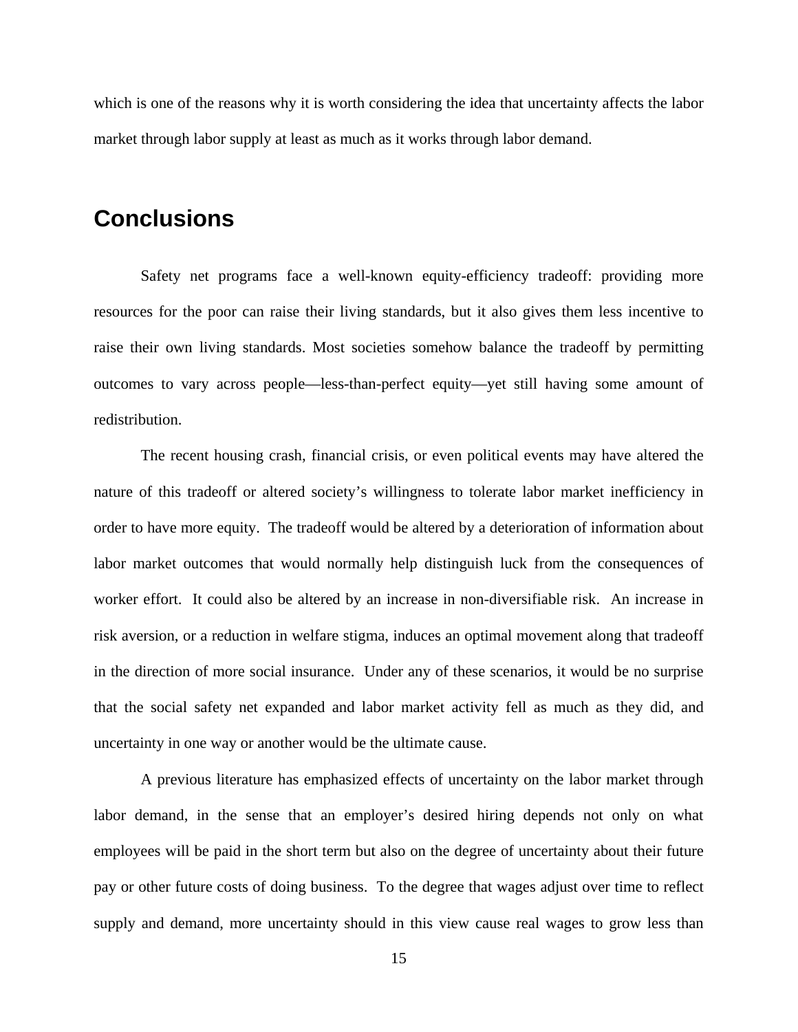which is one of the reasons why it is worth considering the idea that uncertainty affects the labor market through labor supply at least as much as it works through labor demand.

## Conclusions

Safety net programs face a well-known equity-efficiency tradeoff: providing more resources for the poor can raise their living standards, but it also gives them less incentive to raise their own living standards. Most societies somehow balance the tradeoff by permitting outcomes to vary across people—less-than-perfect equity—yet still having some amount of redistribution.

The recent housing crash, financial crisis, or even political events may have altered the nature of this tradeoff or altered society's willingness to tolerate labor market inefficiency in order to have more equity. The tradeoff would be altered by a deterioration of information about labor market outcomes that would normally help distinguish luck from the consequences of worker effort. It could also be altered by an increase in non-diversifiable risk. An increase in risk aversion, or a reduction in welfare stigma, induces an optimal movement along that tradeoff in the direction of more social insurance. Under any of these scenarios, it would be no surprise that the social safety net expanded and labor market activity fell as much as they did, and uncertainty in one way or another would be the ultimate cause.

A previous literature has emphasized effects of uncertainty on the labor market through labor demand, in the sense that an employer's desired hiring depends not only on what employees will be paid in the short term but also on the degree of uncertainty about their future pay or other future costs of doing business. To the degree that wages adjust over time to reflect supply and demand, more uncertainty should in this view cause real wages to grow less than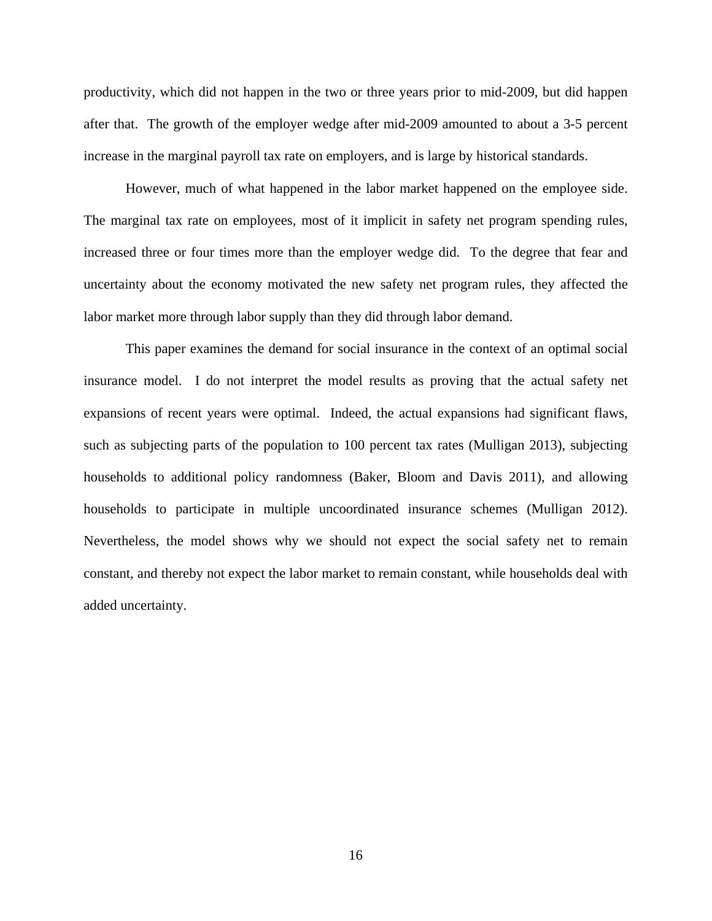productivity, which did not happen in the two or three years prior to mid-2009, but did happen after that. The growth of the employer wedge after mid-2009 amounted to about a 3-5 percent increase in the marginal payroll tax rate on employers, and is large by historical standards.

However, much of what happened in the labor market happened on the employee side. The marginal tax rate on employees, most of it implicit in safety net program spending rules, increased three or four times more than the employer wedge did. To the degree that fear and uncertainty about the economy motivated the new safety net program rules, they affected the labor market more through labor supply than they did through labor demand.

This paper examines the demand for social insurance in the context of an optimal social insurance model. I do not interpret the model results as proving that the actual safety net expansions of recent years were optimal. Indeed, the actual expansions had significant flaws, such as subjecting parts of the population to 100 percent tax rates (Mulligan 2013), subjecting households to additional policy randomness (Baker, Bloom and Davis 2011), and allowing households to participate in multiple uncoordinated insurance schemes (Mulligan 2012). Nevertheless, the model shows why we should not expect the social safety net to remain constant, and thereby not expect the labor market to remain constant, while households deal with added uncertainty.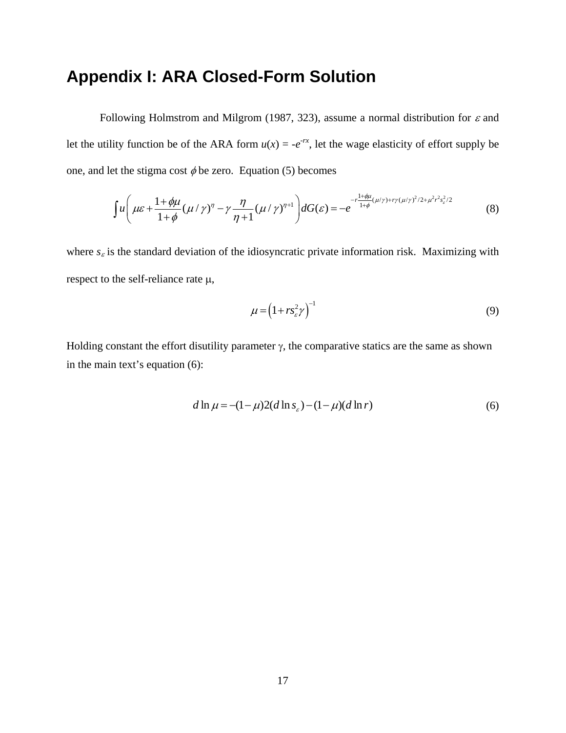# Appendix I: ARA Closed-Form Solution

Following Holmstrom and Milgrom (1987, 323), assume a normal distribution for $\varepsilon$ and let the utility function be of the ARA form $u(x) = -e^{-rx}$, let the wage elasticity of effort supply be one, and let the stigma cost $\phi$ be zero. Equation (5) becomes

$$\int u\left(\mu\varepsilon + \frac{1+\phi\mu}{1+\phi}(\mu/\gamma)^{\eta} - \gamma\frac{\eta}{\eta+1}(\mu/\gamma)^{\eta+1}\right)dG(\varepsilon) = -e^{-r\frac{1+\phi\mu}{1+\phi}(\mu/\gamma)+r\gamma(\mu/\gamma)^2/2+\mu^2 r^2 s_\varepsilon^2/2} \tag{8}$$

where $s_\varepsilon$ is the standard deviation of the idiosyncratic private information risk. Maximizing with respect to the self-reliance rate $\mu$,

$$\mu = \left(1 + r s_\varepsilon^2 \gamma\right)^{-1} \tag{9}$$

Holding constant the effort disutility parameter $\gamma$, the comparative statics are the same as shown in the main text's equation (6):

$$d\ln\mu = -(1-\mu)2(d\ln s_\varepsilon) - (1-\mu)(d\ln r) \tag{6}$$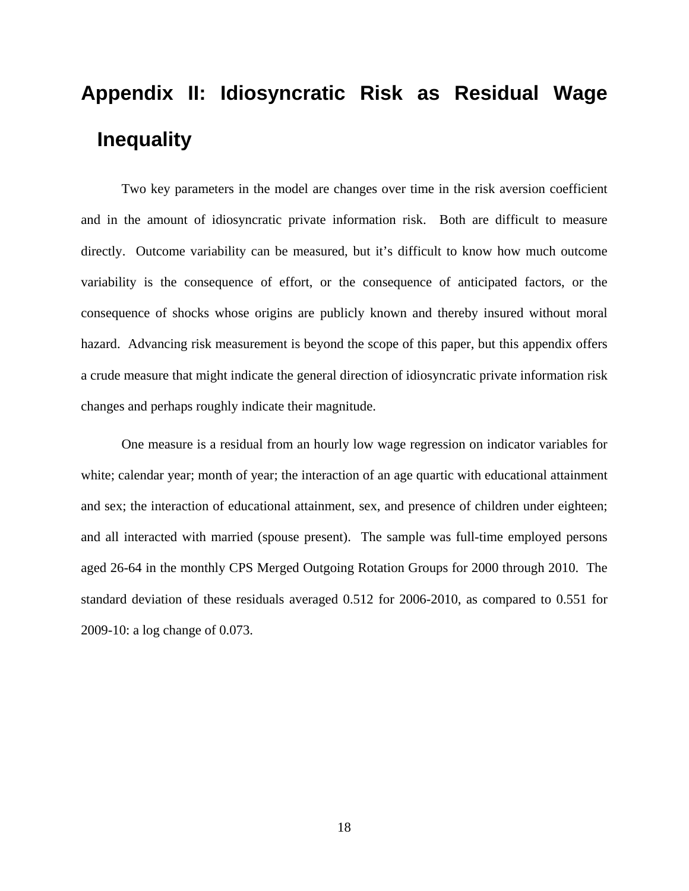# Appendix II: Idiosyncratic Risk as Residual Wage Inequality

Two key parameters in the model are changes over time in the risk aversion coefficient and in the amount of idiosyncratic private information risk. Both are difficult to measure directly. Outcome variability can be measured, but it's difficult to know how much outcome variability is the consequence of effort, or the consequence of anticipated factors, or the consequence of shocks whose origins are publicly known and thereby insured without moral hazard. Advancing risk measurement is beyond the scope of this paper, but this appendix offers a crude measure that might indicate the general direction of idiosyncratic private information risk changes and perhaps roughly indicate their magnitude.

One measure is a residual from an hourly low wage regression on indicator variables for white; calendar year; month of year; the interaction of an age quartic with educational attainment and sex; the interaction of educational attainment, sex, and presence of children under eighteen; and all interacted with married (spouse present). The sample was full-time employed persons aged 26-64 in the monthly CPS Merged Outgoing Rotation Groups for 2000 through 2010. The standard deviation of these residuals averaged 0.512 for 2006-2010, as compared to 0.551 for 2009-10: a log change of 0.073.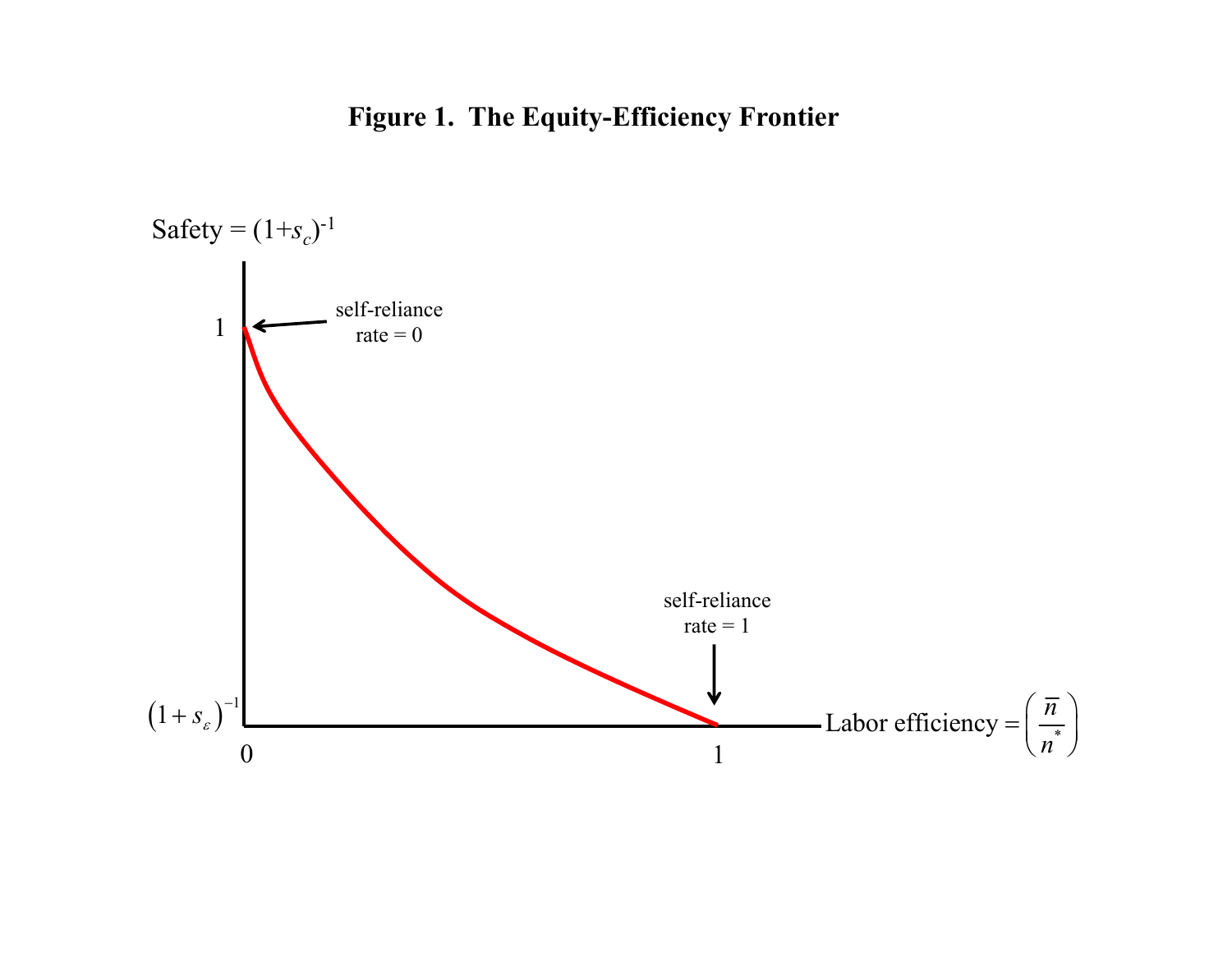**Figure 1. The Equity-Efficiency Frontier**

Safety = $(1+s_c)^{-1}$

self-reliance rate = 0

self-reliance rate = 1

$(1+s_\varepsilon)^{-1}$

Labor efficiency = $\left(\frac{\bar{n}}{n^*}\right)$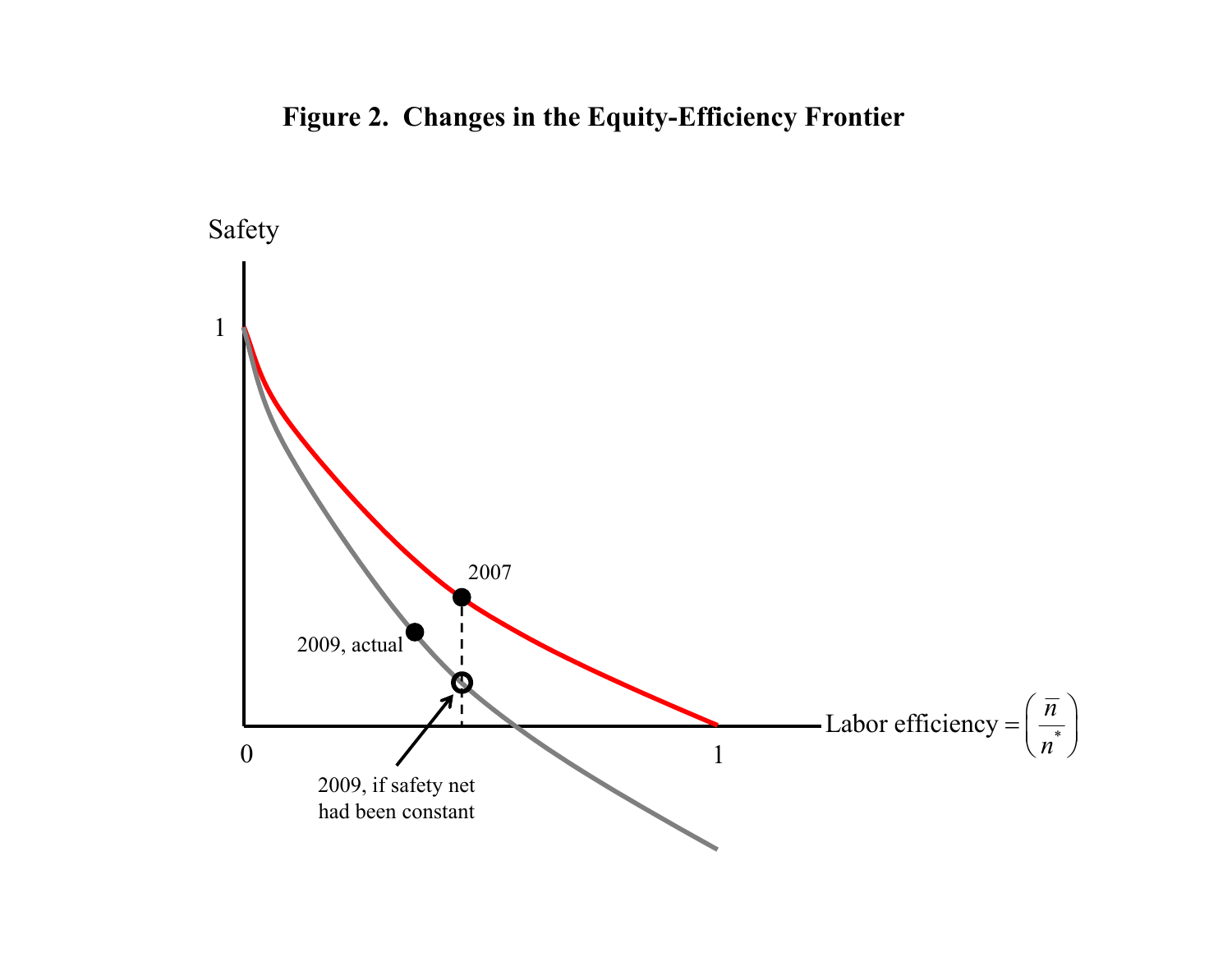**Figure 2. Changes in the Equity-Efficiency Frontier**

Safety

1

2007

2009, actual

2009, if safety net had been constant

0

1

Labor efficiency $= \left( \frac{\bar{n}}{n^*} \right)$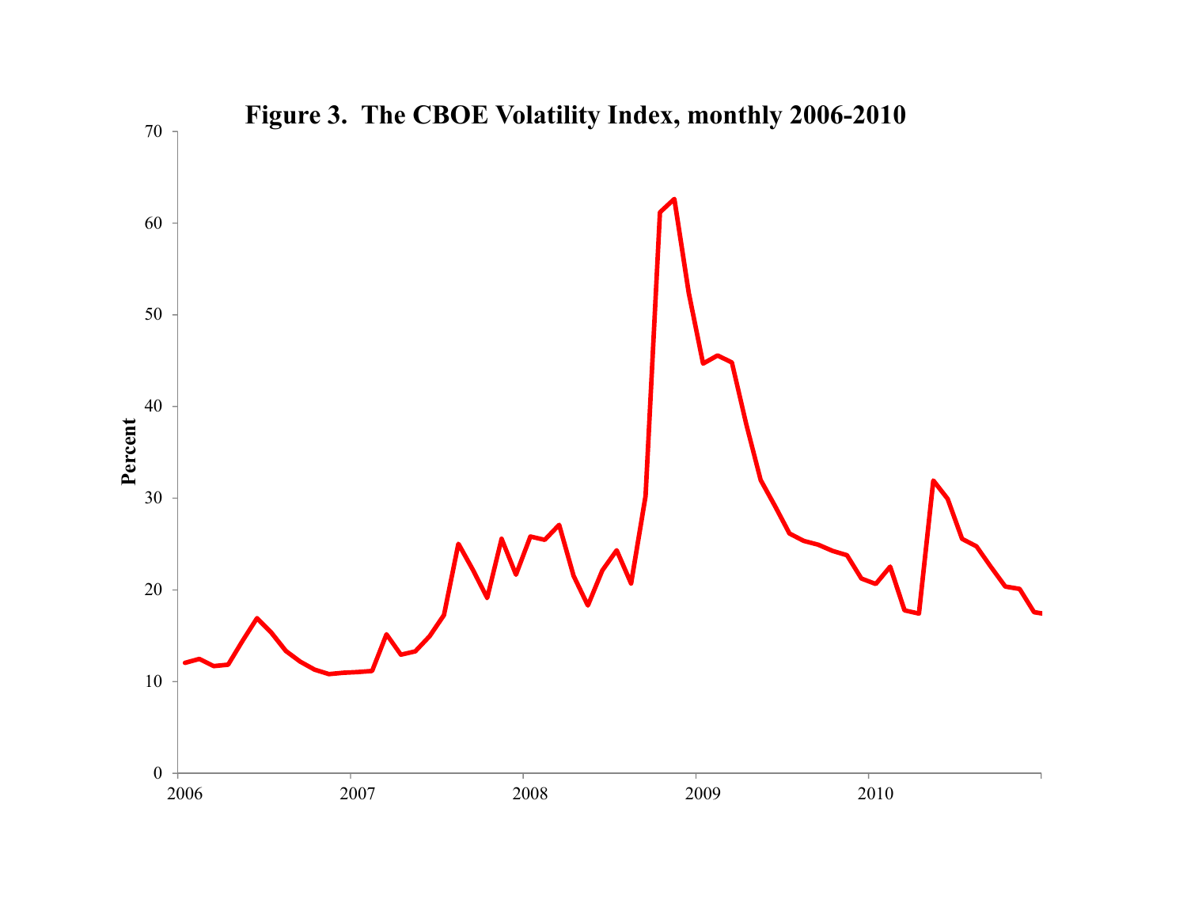**Figure 3. The CBOE Volatility Index, monthly 2006-2010**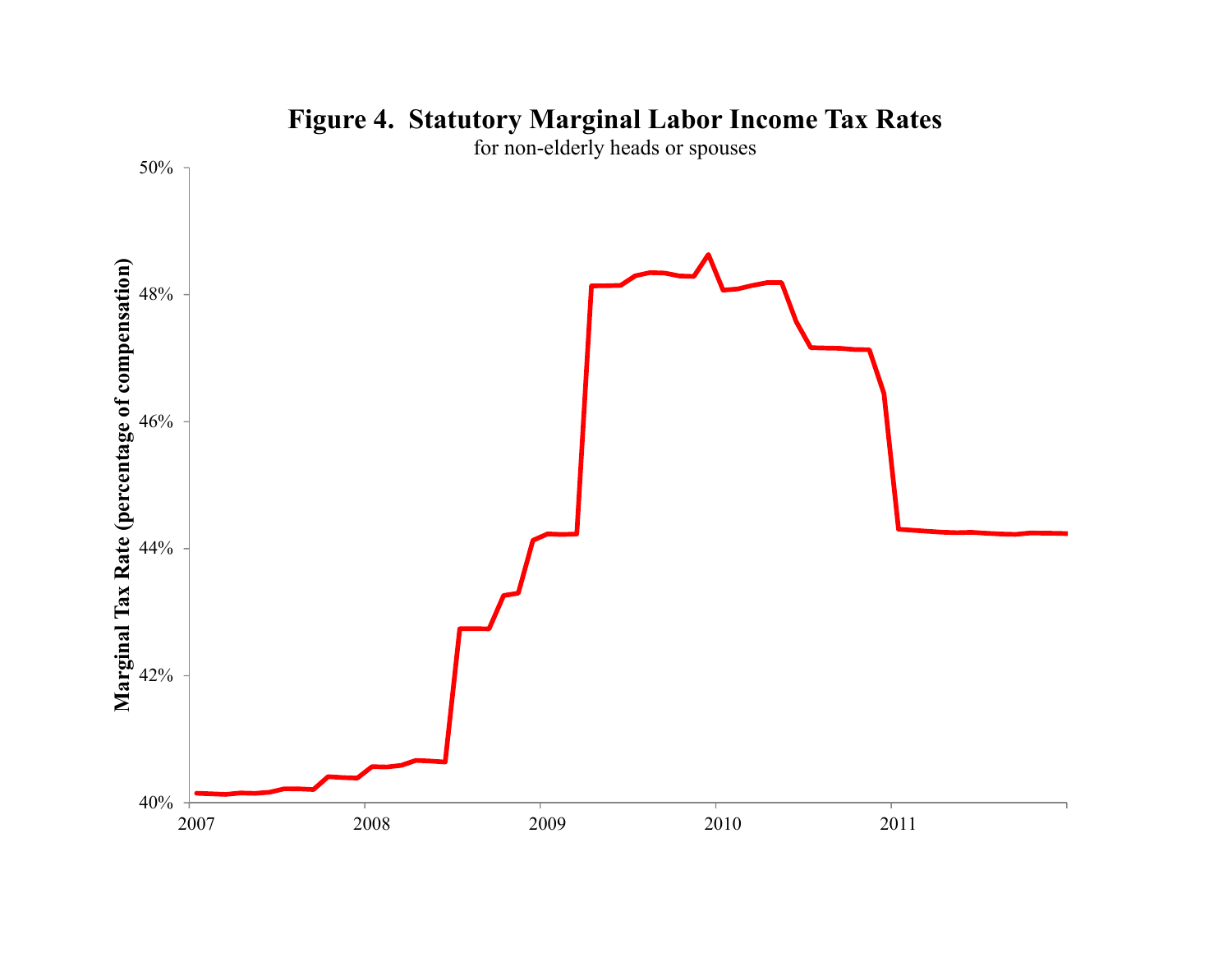**Figure 4. Statutory Marginal Labor Income Tax Rates**

for non-elderly heads or spouses

Marginal Tax Rate (percentage of compensation)

50%

48%

46%

44%

42%

40%

2007 2008 2009 2010 2011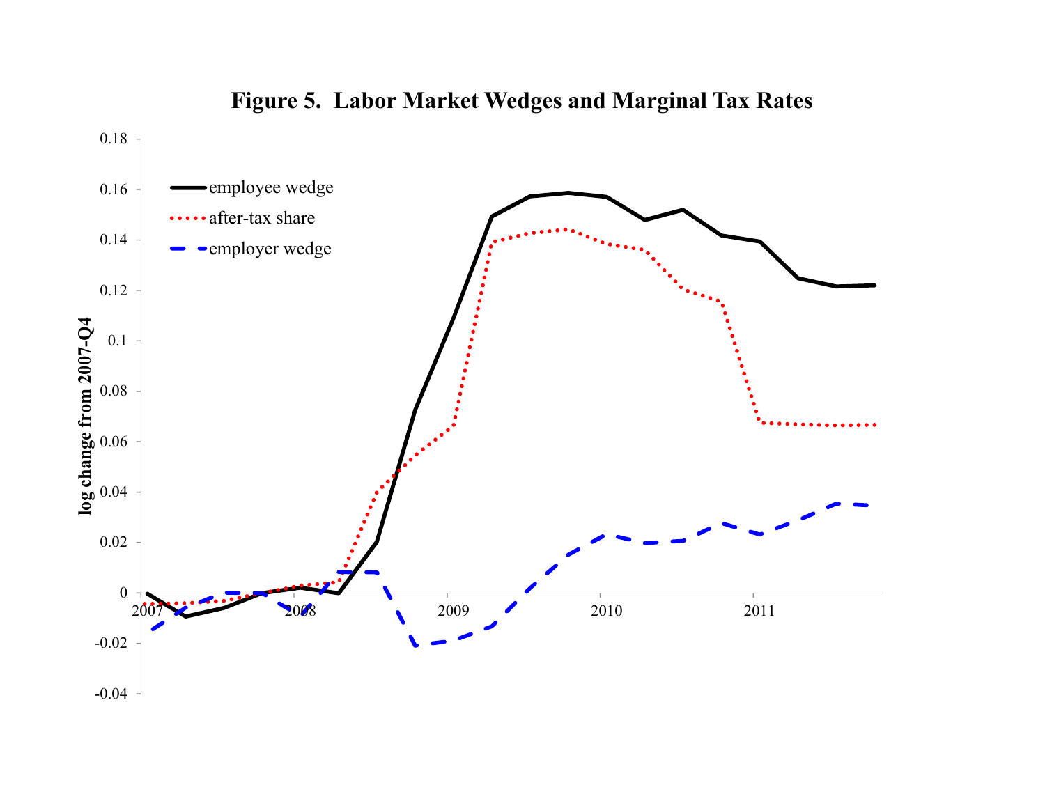**Figure 5. Labor Market Wedges and Marginal Tax Rates**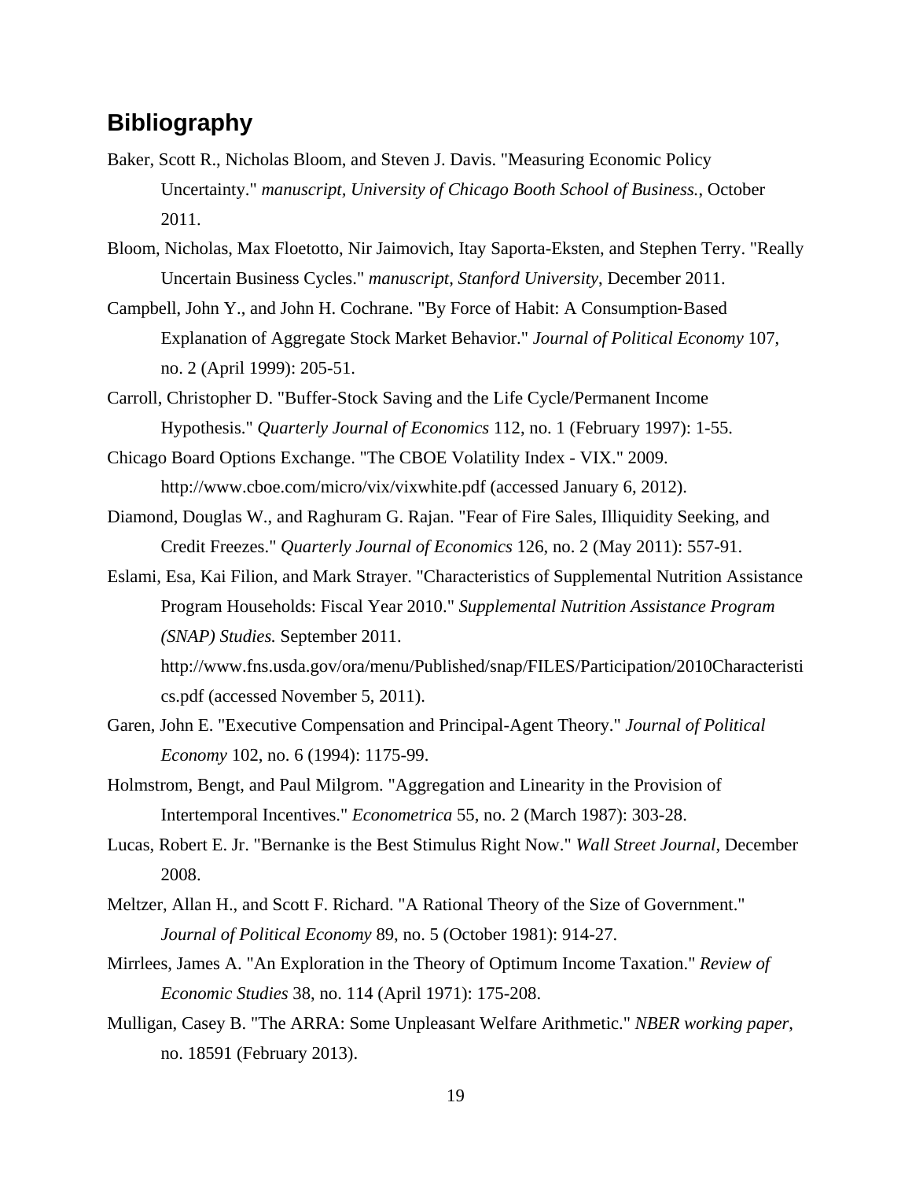## Bibliography

Baker, Scott R., Nicholas Bloom, and Steven J. Davis. "Measuring Economic Policy Uncertainty." *manuscript, University of Chicago Booth School of Business.*, October 2011.

Bloom, Nicholas, Max Floetotto, Nir Jaimovich, Itay Saporta-Eksten, and Stephen Terry. "Really Uncertain Business Cycles." *manuscript, Stanford University*, December 2011.

Campbell, John Y., and John H. Cochrane. "By Force of Habit: A Consumption-Based Explanation of Aggregate Stock Market Behavior." *Journal of Political Economy* 107, no. 2 (April 1999): 205-51.

Carroll, Christopher D. "Buffer-Stock Saving and the Life Cycle/Permanent Income Hypothesis." *Quarterly Journal of Economics* 112, no. 1 (February 1997): 1-55.

Chicago Board Options Exchange. "The CBOE Volatility Index - VIX." 2009. http://www.cboe.com/micro/vix/vixwhite.pdf (accessed January 6, 2012).

Diamond, Douglas W., and Raghuram G. Rajan. "Fear of Fire Sales, Illiquidity Seeking, and Credit Freezes." *Quarterly Journal of Economics* 126, no. 2 (May 2011): 557-91.

Eslami, Esa, Kai Filion, and Mark Strayer. "Characteristics of Supplemental Nutrition Assistance Program Households: Fiscal Year 2010." *Supplemental Nutrition Assistance Program (SNAP) Studies.* September 2011. http://www.fns.usda.gov/ora/menu/Published/snap/FILES/Participation/2010Characteristics.pdf (accessed November 5, 2011).

Garen, John E. "Executive Compensation and Principal-Agent Theory." *Journal of Political Economy* 102, no. 6 (1994): 1175-99.

Holmstrom, Bengt, and Paul Milgrom. "Aggregation and Linearity in the Provision of Intertemporal Incentives." *Econometrica* 55, no. 2 (March 1987): 303-28.

Lucas, Robert E. Jr. "Bernanke is the Best Stimulus Right Now." *Wall Street Journal*, December 2008.

Meltzer, Allan H., and Scott F. Richard. "A Rational Theory of the Size of Government." *Journal of Political Economy* 89, no. 5 (October 1981): 914-27.

Mirrlees, James A. "An Exploration in the Theory of Optimum Income Taxation." *Review of Economic Studies* 38, no. 114 (April 1971): 175-208.

Mulligan, Casey B. "The ARRA: Some Unpleasant Welfare Arithmetic." *NBER working paper*, no. 18591 (February 2013).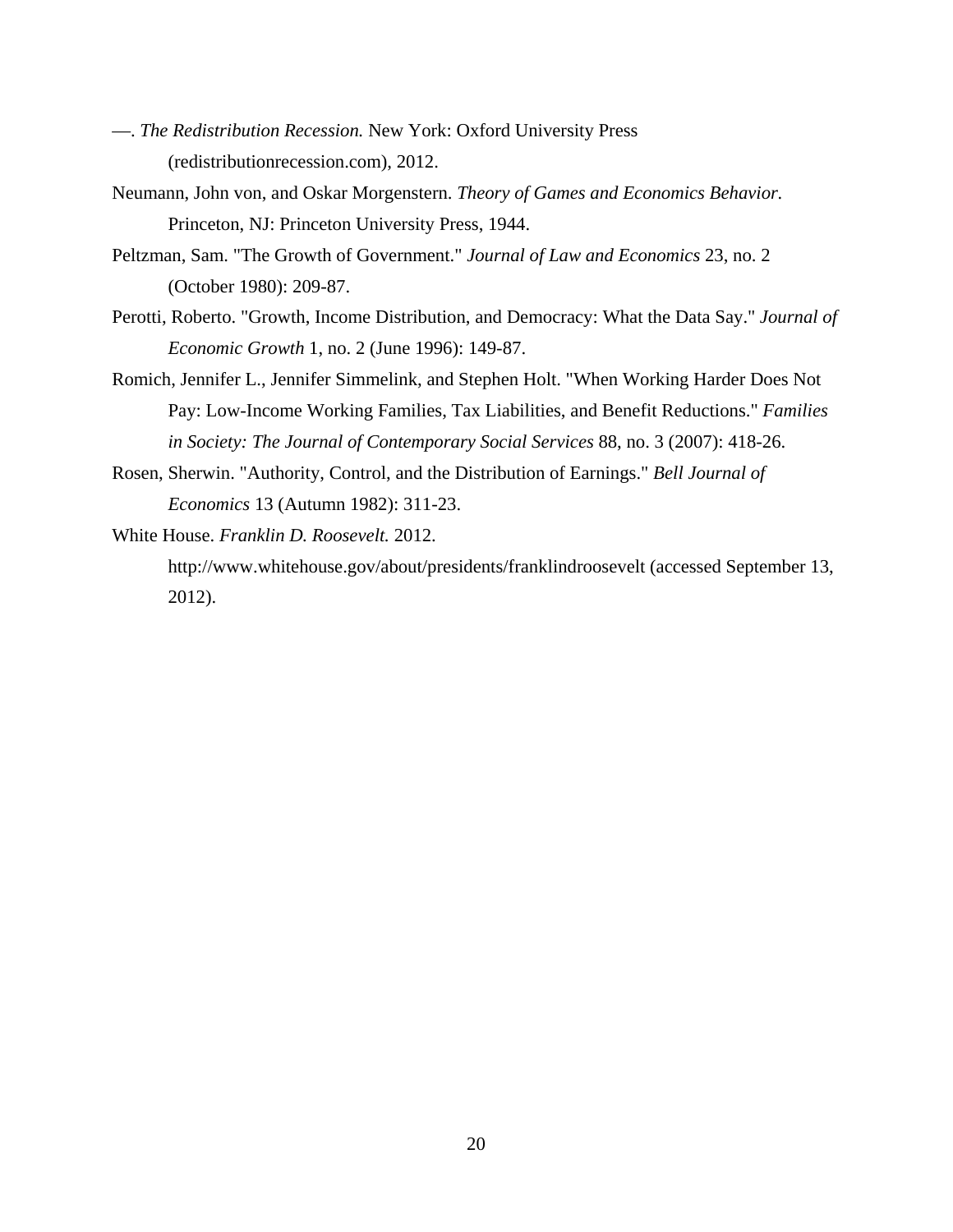—. *The Redistribution Recession.* New York: Oxford University Press (redistributionrecession.com), 2012.

Neumann, John von, and Oskar Morgenstern. *Theory of Games and Economics Behavior.* Princeton, NJ: Princeton University Press, 1944.

Peltzman, Sam. "The Growth of Government." *Journal of Law and Economics* 23, no. 2 (October 1980): 209-87.

Perotti, Roberto. "Growth, Income Distribution, and Democracy: What the Data Say." *Journal of Economic Growth* 1, no. 2 (June 1996): 149-87.

Romich, Jennifer L., Jennifer Simmelink, and Stephen Holt. "When Working Harder Does Not Pay: Low-Income Working Families, Tax Liabilities, and Benefit Reductions." *Families in Society: The Journal of Contemporary Social Services* 88, no. 3 (2007): 418-26.

Rosen, Sherwin. "Authority, Control, and the Distribution of Earnings." *Bell Journal of Economics* 13 (Autumn 1982): 311-23.

White House. *Franklin D. Roosevelt.* 2012. http://www.whitehouse.gov/about/presidents/franklindroosevelt (accessed September 13, 2012).